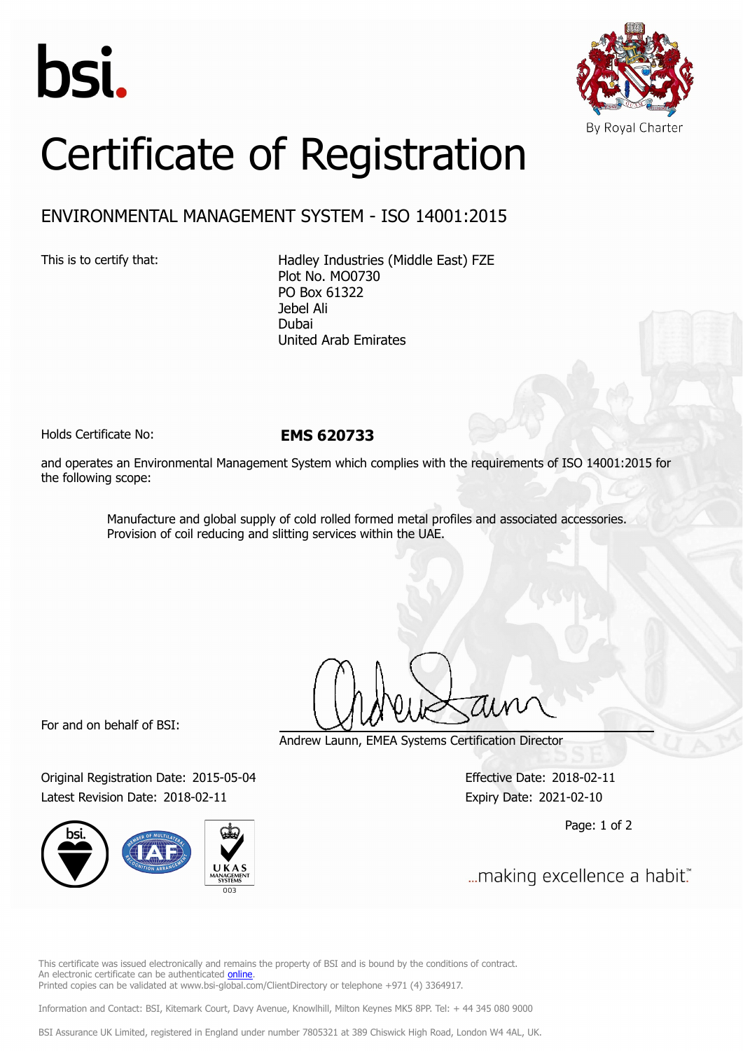bsi.

By Royal Charter

# Certificate of Registration

## ENVIRONMENTAL MANAGEMENT SYSTEM - ISO 14001:2015

This is to certify that:

Hadley Industries (Middle East) FZE
Plot No. MO0730
PO Box 61322
Jebel Ali
Dubai
United Arab Emirates

Holds Certificate No: **EMS 620733**

and operates an Environmental Management System which complies with the requirements of ISO 14001:2015 for the following scope:

Manufacture and global supply of cold rolled formed metal profiles and associated accessories.
Provision of coil reducing and slitting services within the UAE.

For and on behalf of BSI:

Andrew Launn, EMEA Systems Certification Director

Original Registration Date: 2015-05-04
Latest Revision Date: 2018-02-11

Effective Date: 2018-02-11
Expiry Date: 2021-02-10

...making excellence a habit.™

This certificate was issued electronically and remains the property of BSI and is bound by the conditions of contract.
An electronic certificate can be authenticated online.
Printed copies can be validated at www.bsi-global.com/ClientDirectory or telephone +971 (4) 3364917.

Information and Contact: BSI, Kitemark Court, Davy Avenue, Knowlhill, Milton Keynes MK5 8PP. Tel: + 44 345 080 9000

BSI Assurance UK Limited, registered in England under number 7805321 at 389 Chiswick High Road, London W4 4AL, UK.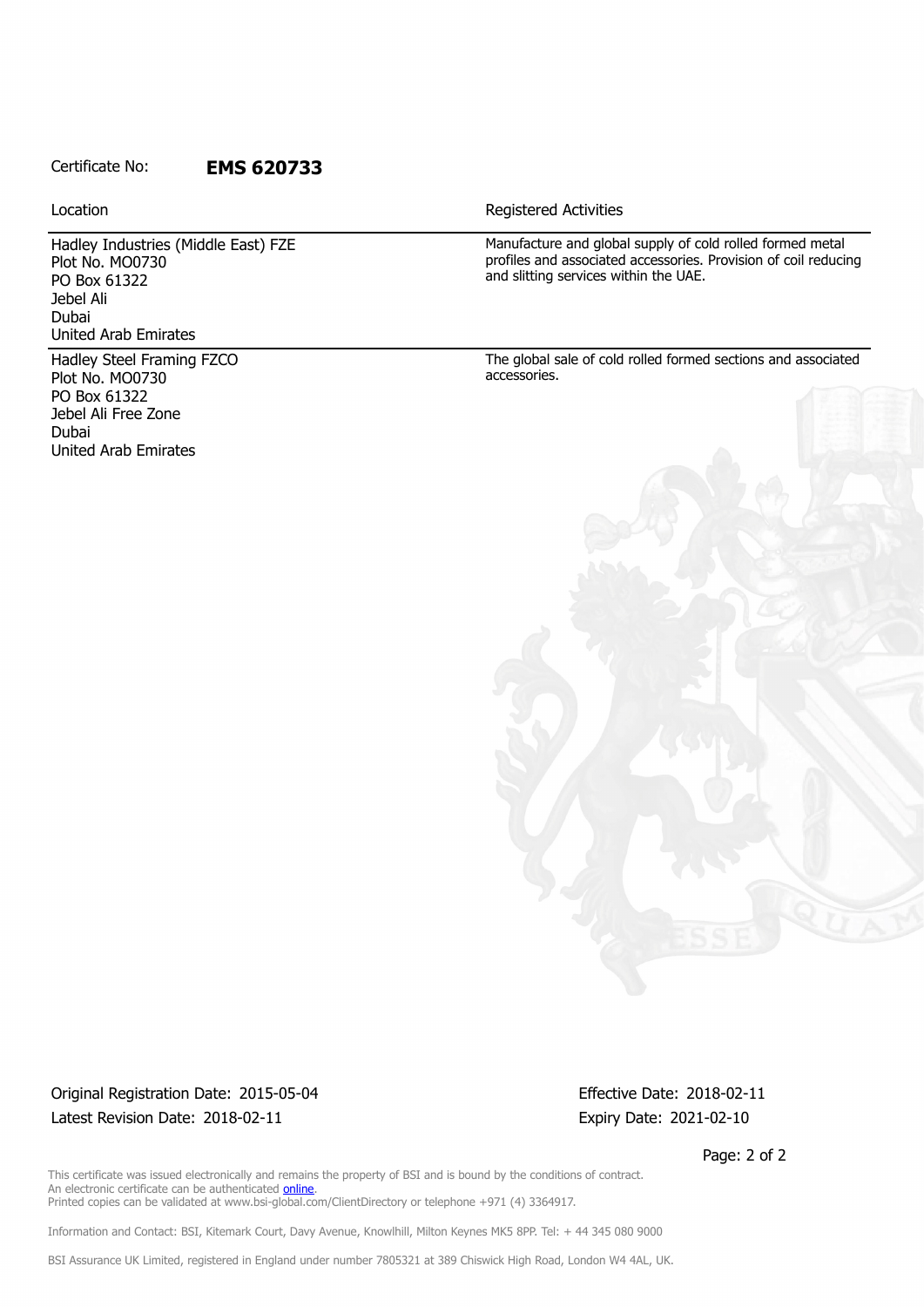Certificate No: **EMS 620733**

| Location | Registered Activities |
|---|---|
| Hadley Industries (Middle East) FZE<br>Plot No. MO0730<br>PO Box 61322<br>Jebel Ali<br>Dubai<br>United Arab Emirates | Manufacture and global supply of cold rolled formed metal profiles and associated accessories. Provision of coil reducing and slitting services within the UAE. |
| Hadley Steel Framing FZCO<br>Plot No. MO0730<br>PO Box 61322<br>Jebel Ali Free Zone<br>Dubai<br>United Arab Emirates | The global sale of cold rolled formed sections and associated accessories. |

Original Registration Date: 2015-05-04

Latest Revision Date: 2018-02-11

Effective Date: 2018-02-11

Expiry Date: 2021-02-10

This certificate was issued electronically and remains the property of BSI and is bound by the conditions of contract.
An electronic certificate can be authenticated online.
Printed copies can be validated at www.bsi-global.com/ClientDirectory or telephone +971 (4) 3364917.

Information and Contact: BSI, Kitemark Court, Davy Avenue, Knowlhill, Milton Keynes MK5 8PP. Tel: + 44 345 080 9000

BSI Assurance UK Limited, registered in England under number 7805321 at 389 Chiswick High Road, London W4 4AL, UK.